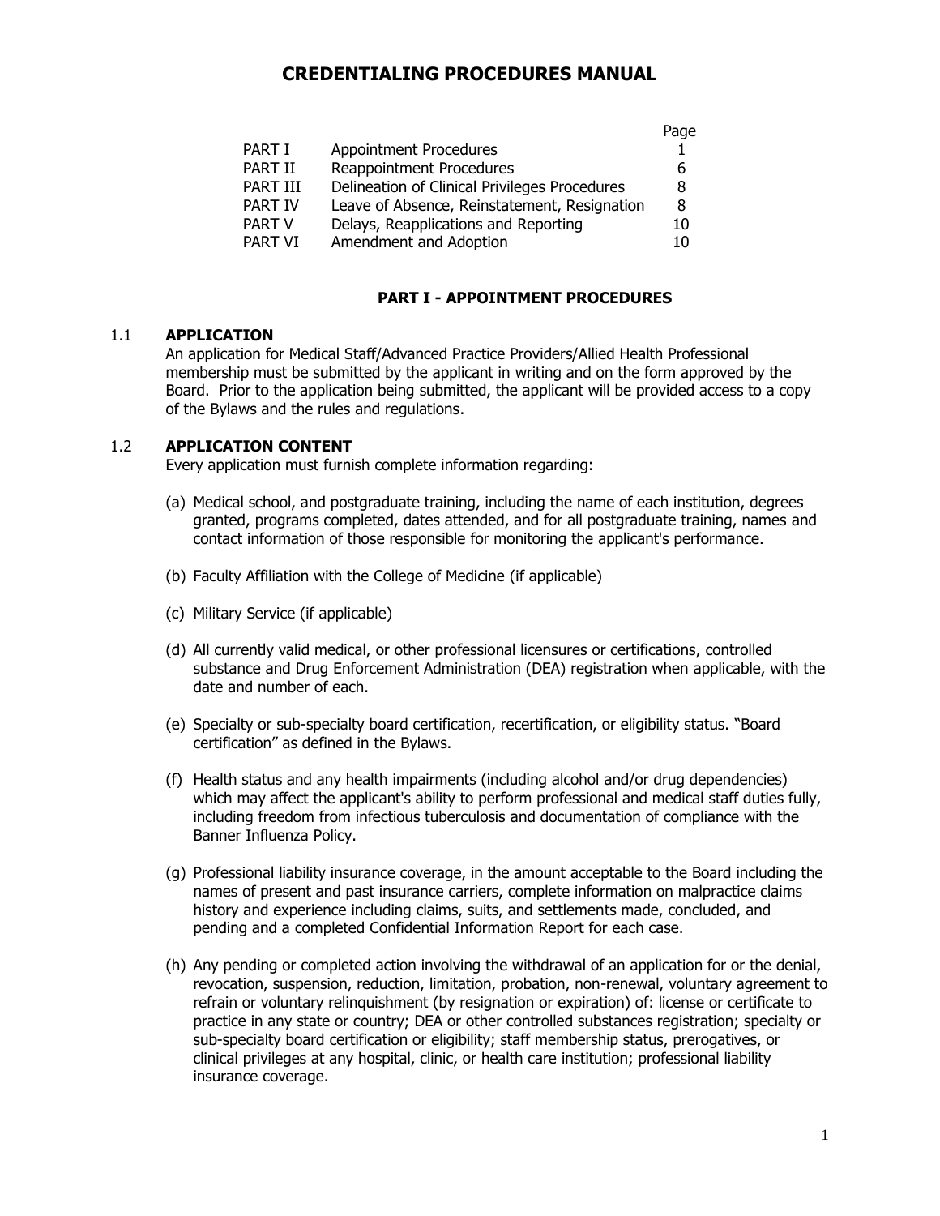# CREDENTIALING PROCEDURES MANUAL

| | | Page |
|---|---|---|
| PART I | Appointment Procedures | 1 |
| PART II | Reappointment Procedures | 6 |
| PART III | Delineation of Clinical Privileges Procedures | 8 |
| PART IV | Leave of Absence, Reinstatement, Resignation | 8 |
| PART V | Delays, Reapplications and Reporting | 10 |
| PART VI | Amendment and Adoption | 10 |

## PART I - APPOINTMENT PROCEDURES

### 1.1 APPLICATION

An application for Medical Staff/Advanced Practice Providers/Allied Health Professional membership must be submitted by the applicant in writing and on the form approved by the Board. Prior to the application being submitted, the applicant will be provided access to a copy of the Bylaws and the rules and regulations.

### 1.2 APPLICATION CONTENT

Every application must furnish complete information regarding:

(a) Medical school, and postgraduate training, including the name of each institution, degrees granted, programs completed, dates attended, and for all postgraduate training, names and contact information of those responsible for monitoring the applicant's performance.

(b) Faculty Affiliation with the College of Medicine (if applicable)

(c) Military Service (if applicable)

(d) All currently valid medical, or other professional licensures or certifications, controlled substance and Drug Enforcement Administration (DEA) registration when applicable, with the date and number of each.

(e) Specialty or sub-specialty board certification, recertification, or eligibility status. "Board certification" as defined in the Bylaws.

(f) Health status and any health impairments (including alcohol and/or drug dependencies) which may affect the applicant's ability to perform professional and medical staff duties fully, including freedom from infectious tuberculosis and documentation of compliance with the Banner Influenza Policy.

(g) Professional liability insurance coverage, in the amount acceptable to the Board including the names of present and past insurance carriers, complete information on malpractice claims history and experience including claims, suits, and settlements made, concluded, and pending and a completed Confidential Information Report for each case.

(h) Any pending or completed action involving the withdrawal of an application for or the denial, revocation, suspension, reduction, limitation, probation, non-renewal, voluntary agreement to refrain or voluntary relinquishment (by resignation or expiration) of: license or certificate to practice in any state or country; DEA or other controlled substances registration; specialty or sub-specialty board certification or eligibility; staff membership status, prerogatives, or clinical privileges at any hospital, clinic, or health care institution; professional liability insurance coverage.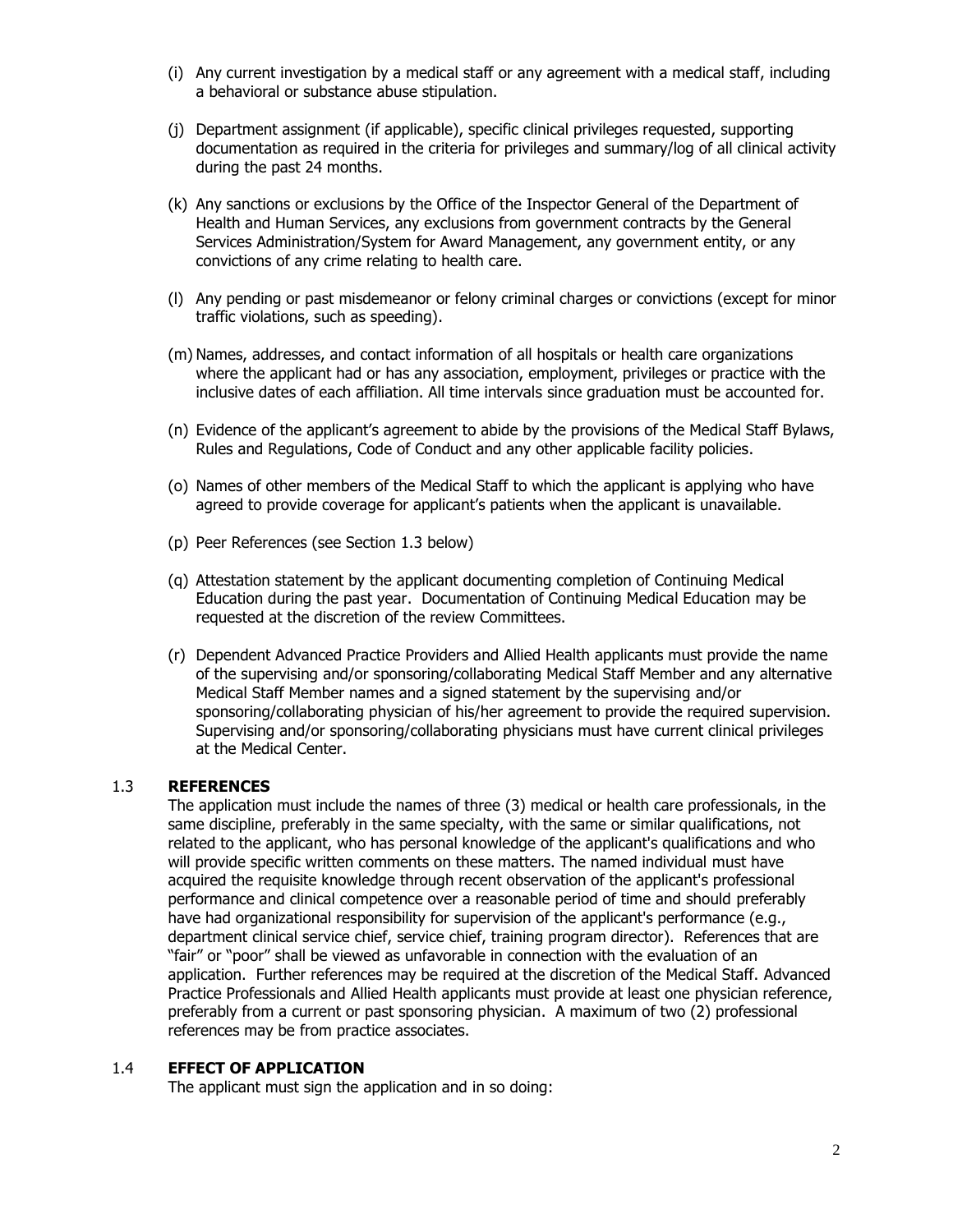(i) Any current investigation by a medical staff or any agreement with a medical staff, including a behavioral or substance abuse stipulation.

(j) Department assignment (if applicable), specific clinical privileges requested, supporting documentation as required in the criteria for privileges and summary/log of all clinical activity during the past 24 months.

(k) Any sanctions or exclusions by the Office of the Inspector General of the Department of Health and Human Services, any exclusions from government contracts by the General Services Administration/System for Award Management, any government entity, or any convictions of any crime relating to health care.

(l) Any pending or past misdemeanor or felony criminal charges or convictions (except for minor traffic violations, such as speeding).

(m) Names, addresses, and contact information of all hospitals or health care organizations where the applicant had or has any association, employment, privileges or practice with the inclusive dates of each affiliation. All time intervals since graduation must be accounted for.

(n) Evidence of the applicant's agreement to abide by the provisions of the Medical Staff Bylaws, Rules and Regulations, Code of Conduct and any other applicable facility policies.

(o) Names of other members of the Medical Staff to which the applicant is applying who have agreed to provide coverage for applicant's patients when the applicant is unavailable.

(p) Peer References (see Section 1.3 below)

(q) Attestation statement by the applicant documenting completion of Continuing Medical Education during the past year. Documentation of Continuing Medical Education may be requested at the discretion of the review Committees.

(r) Dependent Advanced Practice Providers and Allied Health applicants must provide the name of the supervising and/or sponsoring/collaborating Medical Staff Member and any alternative Medical Staff Member names and a signed statement by the supervising and/or sponsoring/collaborating physician of his/her agreement to provide the required supervision. Supervising and/or sponsoring/collaborating physicians must have current clinical privileges at the Medical Center.

### 1.3 **REFERENCES**

The application must include the names of three (3) medical or health care professionals, in the same discipline, preferably in the same specialty, with the same or similar qualifications, not related to the applicant, who has personal knowledge of the applicant's qualifications and who will provide specific written comments on these matters. The named individual must have acquired the requisite knowledge through recent observation of the applicant's professional performance and clinical competence over a reasonable period of time and should preferably have had organizational responsibility for supervision of the applicant's performance (e.g., department clinical service chief, service chief, training program director). References that are "fair" or "poor" shall be viewed as unfavorable in connection with the evaluation of an application. Further references may be required at the discretion of the Medical Staff. Advanced Practice Professionals and Allied Health applicants must provide at least one physician reference, preferably from a current or past sponsoring physician. A maximum of two (2) professional references may be from practice associates.

### 1.4 **EFFECT OF APPLICATION**

The applicant must sign the application and in so doing: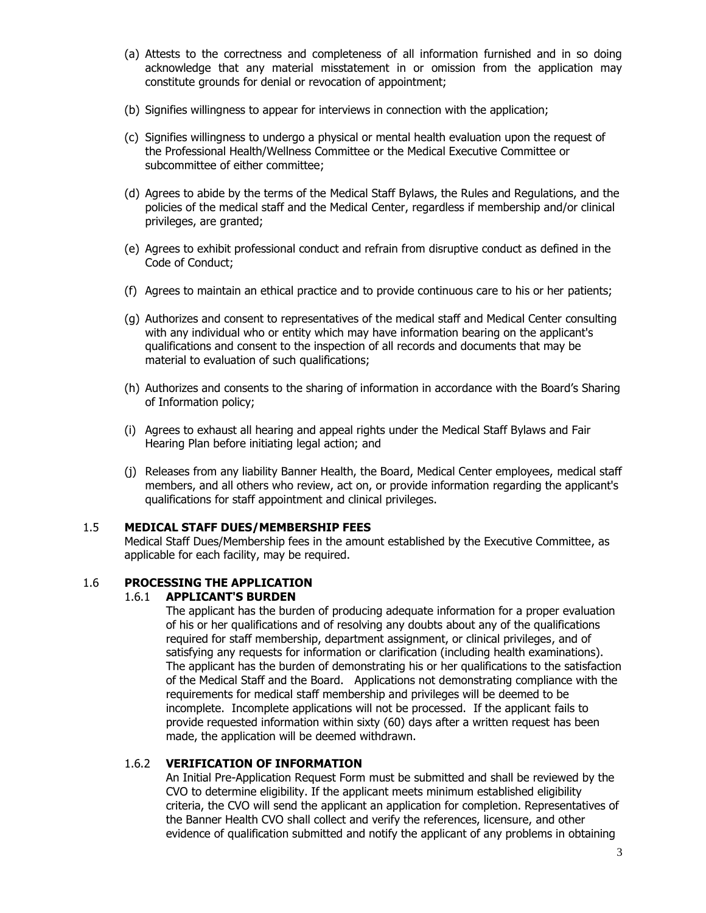(a) Attests to the correctness and completeness of all information furnished and in so doing acknowledge that any material misstatement in or omission from the application may constitute grounds for denial or revocation of appointment;

(b) Signifies willingness to appear for interviews in connection with the application;

(c) Signifies willingness to undergo a physical or mental health evaluation upon the request of the Professional Health/Wellness Committee or the Medical Executive Committee or subcommittee of either committee;

(d) Agrees to abide by the terms of the Medical Staff Bylaws, the Rules and Regulations, and the policies of the medical staff and the Medical Center, regardless if membership and/or clinical privileges, are granted;

(e) Agrees to exhibit professional conduct and refrain from disruptive conduct as defined in the Code of Conduct;

(f) Agrees to maintain an ethical practice and to provide continuous care to his or her patients;

(g) Authorizes and consent to representatives of the medical staff and Medical Center consulting with any individual who or entity which may have information bearing on the applicant's qualifications and consent to the inspection of all records and documents that may be material to evaluation of such qualifications;

(h) Authorizes and consents to the sharing of information in accordance with the Board's Sharing of Information policy;

(i) Agrees to exhaust all hearing and appeal rights under the Medical Staff Bylaws and Fair Hearing Plan before initiating legal action; and

(j) Releases from any liability Banner Health, the Board, Medical Center employees, medical staff members, and all others who review, act on, or provide information regarding the applicant's qualifications for staff appointment and clinical privileges.

## 1.5 MEDICAL STAFF DUES/MEMBERSHIP FEES

Medical Staff Dues/Membership fees in the amount established by the Executive Committee, as applicable for each facility, may be required.

## 1.6 PROCESSING THE APPLICATION

### 1.6.1 APPLICANT'S BURDEN

The applicant has the burden of producing adequate information for a proper evaluation of his or her qualifications and of resolving any doubts about any of the qualifications required for staff membership, department assignment, or clinical privileges, and of satisfying any requests for information or clarification (including health examinations). The applicant has the burden of demonstrating his or her qualifications to the satisfaction of the Medical Staff and the Board. Applications not demonstrating compliance with the requirements for medical staff membership and privileges will be deemed to be incomplete. Incomplete applications will not be processed. If the applicant fails to provide requested information within sixty (60) days after a written request has been made, the application will be deemed withdrawn.

### 1.6.2 VERIFICATION OF INFORMATION

An Initial Pre-Application Request Form must be submitted and shall be reviewed by the CVO to determine eligibility. If the applicant meets minimum established eligibility criteria, the CVO will send the applicant an application for completion. Representatives of the Banner Health CVO shall collect and verify the references, licensure, and other evidence of qualification submitted and notify the applicant of any problems in obtaining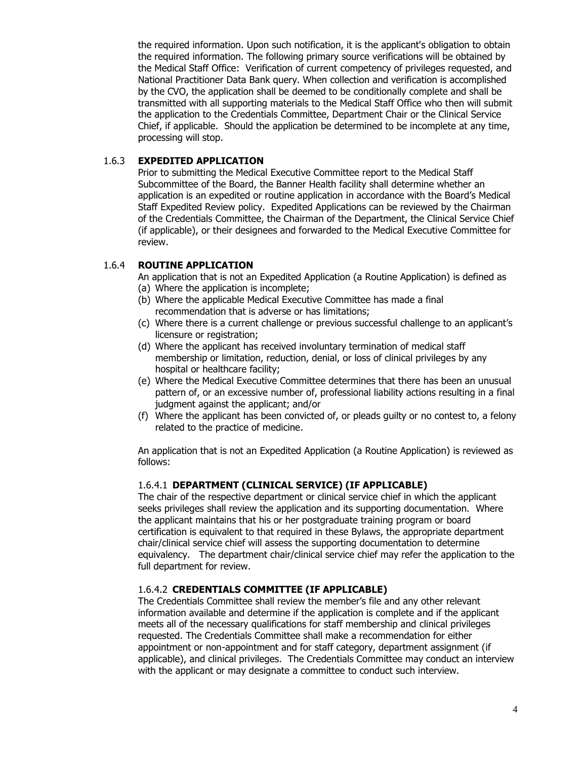the required information. Upon such notification, it is the applicant's obligation to obtain the required information. The following primary source verifications will be obtained by the Medical Staff Office: Verification of current competency of privileges requested, and National Practitioner Data Bank query. When collection and verification is accomplished by the CVO, the application shall be deemed to be conditionally complete and shall be transmitted with all supporting materials to the Medical Staff Office who then will submit the application to the Credentials Committee, Department Chair or the Clinical Service Chief, if applicable. Should the application be determined to be incomplete at any time, processing will stop.

### 1.6.3 EXPEDITED APPLICATION

Prior to submitting the Medical Executive Committee report to the Medical Staff Subcommittee of the Board, the Banner Health facility shall determine whether an application is an expedited or routine application in accordance with the Board's Medical Staff Expedited Review policy. Expedited Applications can be reviewed by the Chairman of the Credentials Committee, the Chairman of the Department, the Clinical Service Chief (if applicable), or their designees and forwarded to the Medical Executive Committee for review.

### 1.6.4 ROUTINE APPLICATION

An application that is not an Expedited Application (a Routine Application) is defined as

(a) Where the application is incomplete;
(b) Where the applicable Medical Executive Committee has made a final recommendation that is adverse or has limitations;
(c) Where there is a current challenge or previous successful challenge to an applicant's licensure or registration;
(d) Where the applicant has received involuntary termination of medical staff membership or limitation, reduction, denial, or loss of clinical privileges by any hospital or healthcare facility;
(e) Where the Medical Executive Committee determines that there has been an unusual pattern of, or an excessive number of, professional liability actions resulting in a final judgment against the applicant; and/or
(f) Where the applicant has been convicted of, or pleads guilty or no contest to, a felony related to the practice of medicine.

An application that is not an Expedited Application (a Routine Application) is reviewed as follows:

#### 1.6.4.1 DEPARTMENT (CLINICAL SERVICE) (IF APPLICABLE)

The chair of the respective department or clinical service chief in which the applicant seeks privileges shall review the application and its supporting documentation. Where the applicant maintains that his or her postgraduate training program or board certification is equivalent to that required in these Bylaws, the appropriate department chair/clinical service chief will assess the supporting documentation to determine equivalency. The department chair/clinical service chief may refer the application to the full department for review.

#### 1.6.4.2 CREDENTIALS COMMITTEE (IF APPLICABLE)

The Credentials Committee shall review the member's file and any other relevant information available and determine if the application is complete and if the applicant meets all of the necessary qualifications for staff membership and clinical privileges requested. The Credentials Committee shall make a recommendation for either appointment or non-appointment and for staff category, department assignment (if applicable), and clinical privileges. The Credentials Committee may conduct an interview with the applicant or may designate a committee to conduct such interview.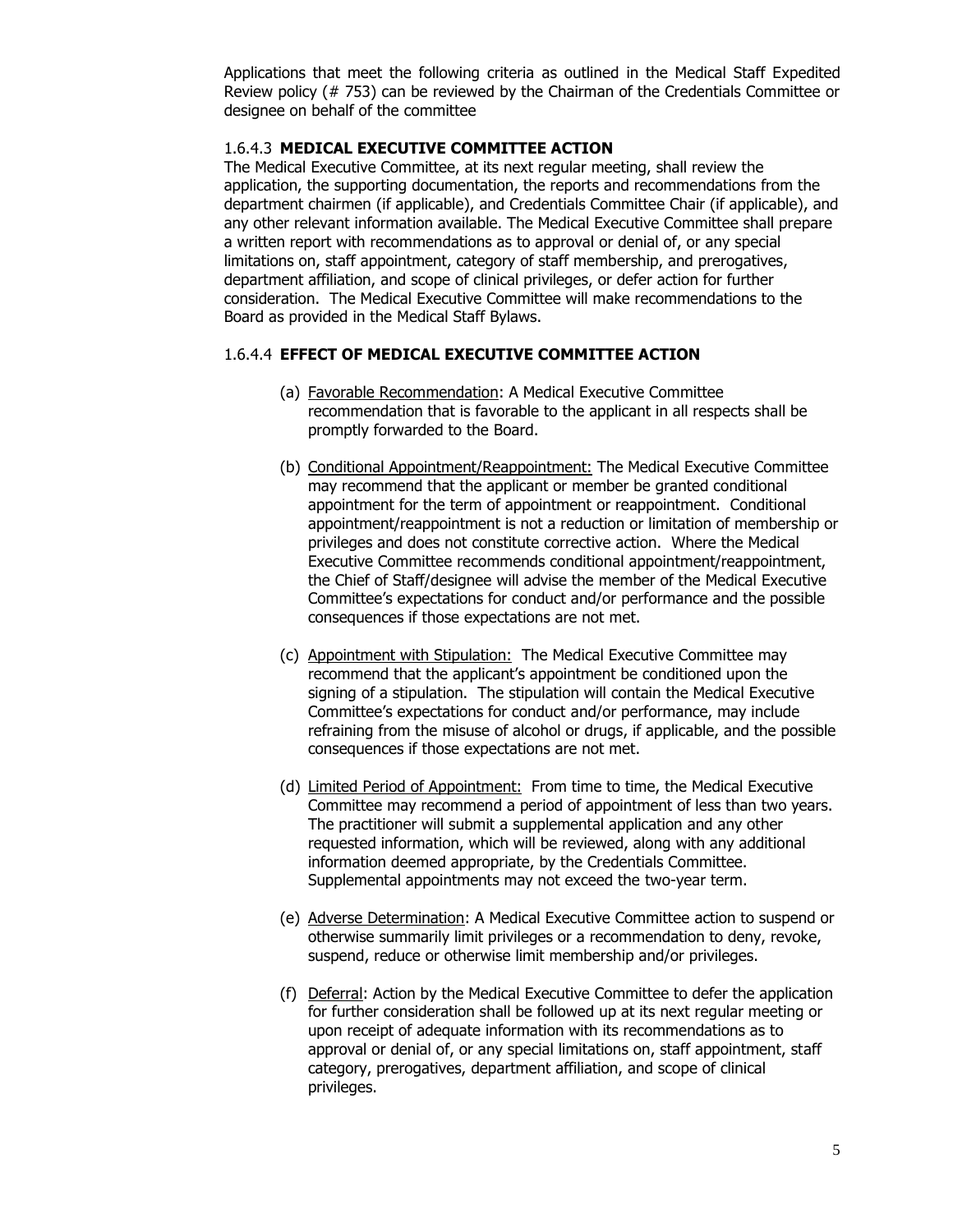Applications that meet the following criteria as outlined in the Medical Staff Expedited Review policy (# 753) can be reviewed by the Chairman of the Credentials Committee or designee on behalf of the committee

### 1.6.4.3 **MEDICAL EXECUTIVE COMMITTEE ACTION**

The Medical Executive Committee, at its next regular meeting, shall review the application, the supporting documentation, the reports and recommendations from the department chairmen (if applicable), and Credentials Committee Chair (if applicable), and any other relevant information available. The Medical Executive Committee shall prepare a written report with recommendations as to approval or denial of, or any special limitations on, staff appointment, category of staff membership, and prerogatives, department affiliation, and scope of clinical privileges, or defer action for further consideration. The Medical Executive Committee will make recommendations to the Board as provided in the Medical Staff Bylaws.

### 1.6.4.4 **EFFECT OF MEDICAL EXECUTIVE COMMITTEE ACTION**

(a) Favorable Recommendation: A Medical Executive Committee recommendation that is favorable to the applicant in all respects shall be promptly forwarded to the Board.

(b) Conditional Appointment/Reappointment: The Medical Executive Committee may recommend that the applicant or member be granted conditional appointment for the term of appointment or reappointment. Conditional appointment/reappointment is not a reduction or limitation of membership or privileges and does not constitute corrective action. Where the Medical Executive Committee recommends conditional appointment/reappointment, the Chief of Staff/designee will advise the member of the Medical Executive Committee's expectations for conduct and/or performance and the possible consequences if those expectations are not met.

(c) Appointment with Stipulation: The Medical Executive Committee may recommend that the applicant's appointment be conditioned upon the signing of a stipulation. The stipulation will contain the Medical Executive Committee's expectations for conduct and/or performance, may include refraining from the misuse of alcohol or drugs, if applicable, and the possible consequences if those expectations are not met.

(d) Limited Period of Appointment: From time to time, the Medical Executive Committee may recommend a period of appointment of less than two years. The practitioner will submit a supplemental application and any other requested information, which will be reviewed, along with any additional information deemed appropriate, by the Credentials Committee. Supplemental appointments may not exceed the two-year term.

(e) Adverse Determination: A Medical Executive Committee action to suspend or otherwise summarily limit privileges or a recommendation to deny, revoke, suspend, reduce or otherwise limit membership and/or privileges.

(f) Deferral: Action by the Medical Executive Committee to defer the application for further consideration shall be followed up at its next regular meeting or upon receipt of adequate information with its recommendations as to approval or denial of, or any special limitations on, staff appointment, staff category, prerogatives, department affiliation, and scope of clinical privileges.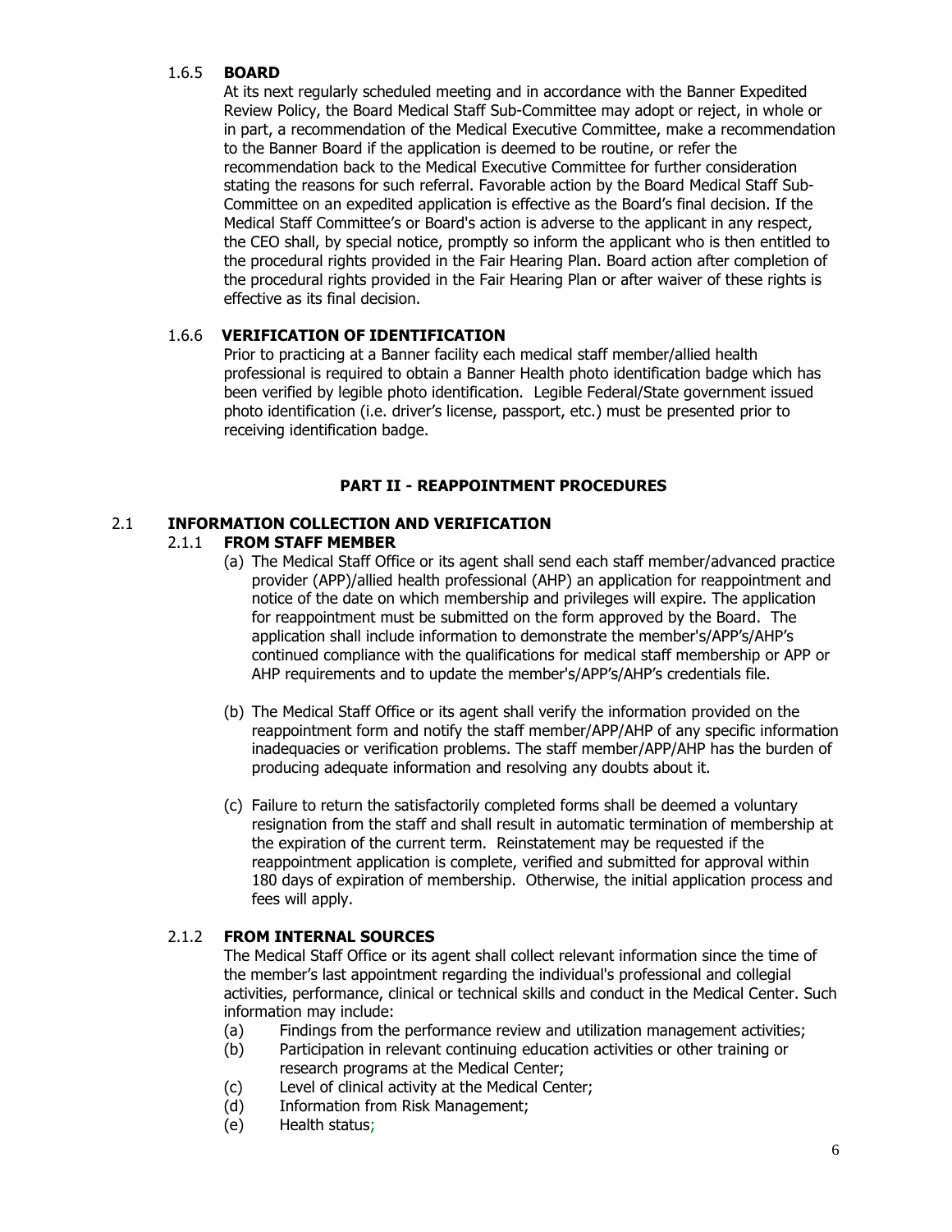#### 1.6.5 **BOARD**

At its next regularly scheduled meeting and in accordance with the Banner Expedited Review Policy, the Board Medical Staff Sub-Committee may adopt or reject, in whole or in part, a recommendation of the Medical Executive Committee, make a recommendation to the Banner Board if the application is deemed to be routine, or refer the recommendation back to the Medical Executive Committee for further consideration stating the reasons for such referral. Favorable action by the Board Medical Staff Sub-Committee on an expedited application is effective as the Board's final decision. If the Medical Staff Committee's or Board's action is adverse to the applicant in any respect, the CEO shall, by special notice, promptly so inform the applicant who is then entitled to the procedural rights provided in the Fair Hearing Plan. Board action after completion of the procedural rights provided in the Fair Hearing Plan or after waiver of these rights is effective as its final decision.

#### 1.6.6 **VERIFICATION OF IDENTIFICATION**

Prior to practicing at a Banner facility each medical staff member/allied health professional is required to obtain a Banner Health photo identification badge which has been verified by legible photo identification. Legible Federal/State government issued photo identification (i.e. driver's license, passport, etc.) must be presented prior to receiving identification badge.

## PART II - REAPPOINTMENT PROCEDURES

### 2.1 INFORMATION COLLECTION AND VERIFICATION

#### 2.1.1 **FROM STAFF MEMBER**

(a) The Medical Staff Office or its agent shall send each staff member/advanced practice provider (APP)/allied health professional (AHP) an application for reappointment and notice of the date on which membership and privileges will expire. The application for reappointment must be submitted on the form approved by the Board. The application shall include information to demonstrate the member's/APP's/AHP's continued compliance with the qualifications for medical staff membership or APP or AHP requirements and to update the member's/APP's/AHP's credentials file.

(b) The Medical Staff Office or its agent shall verify the information provided on the reappointment form and notify the staff member/APP/AHP of any specific information inadequacies or verification problems. The staff member/APP/AHP has the burden of producing adequate information and resolving any doubts about it.

(c) Failure to return the satisfactorily completed forms shall be deemed a voluntary resignation from the staff and shall result in automatic termination of membership at the expiration of the current term. Reinstatement may be requested if the reappointment application is complete, verified and submitted for approval within 180 days of expiration of membership. Otherwise, the initial application process and fees will apply.

#### 2.1.2 **FROM INTERNAL SOURCES**

The Medical Staff Office or its agent shall collect relevant information since the time of the member's last appointment regarding the individual's professional and collegial activities, performance, clinical or technical skills and conduct in the Medical Center. Such information may include:

(a) Findings from the performance review and utilization management activities;
(b) Participation in relevant continuing education activities or other training or research programs at the Medical Center;
(c) Level of clinical activity at the Medical Center;
(d) Information from Risk Management;
(e) Health status;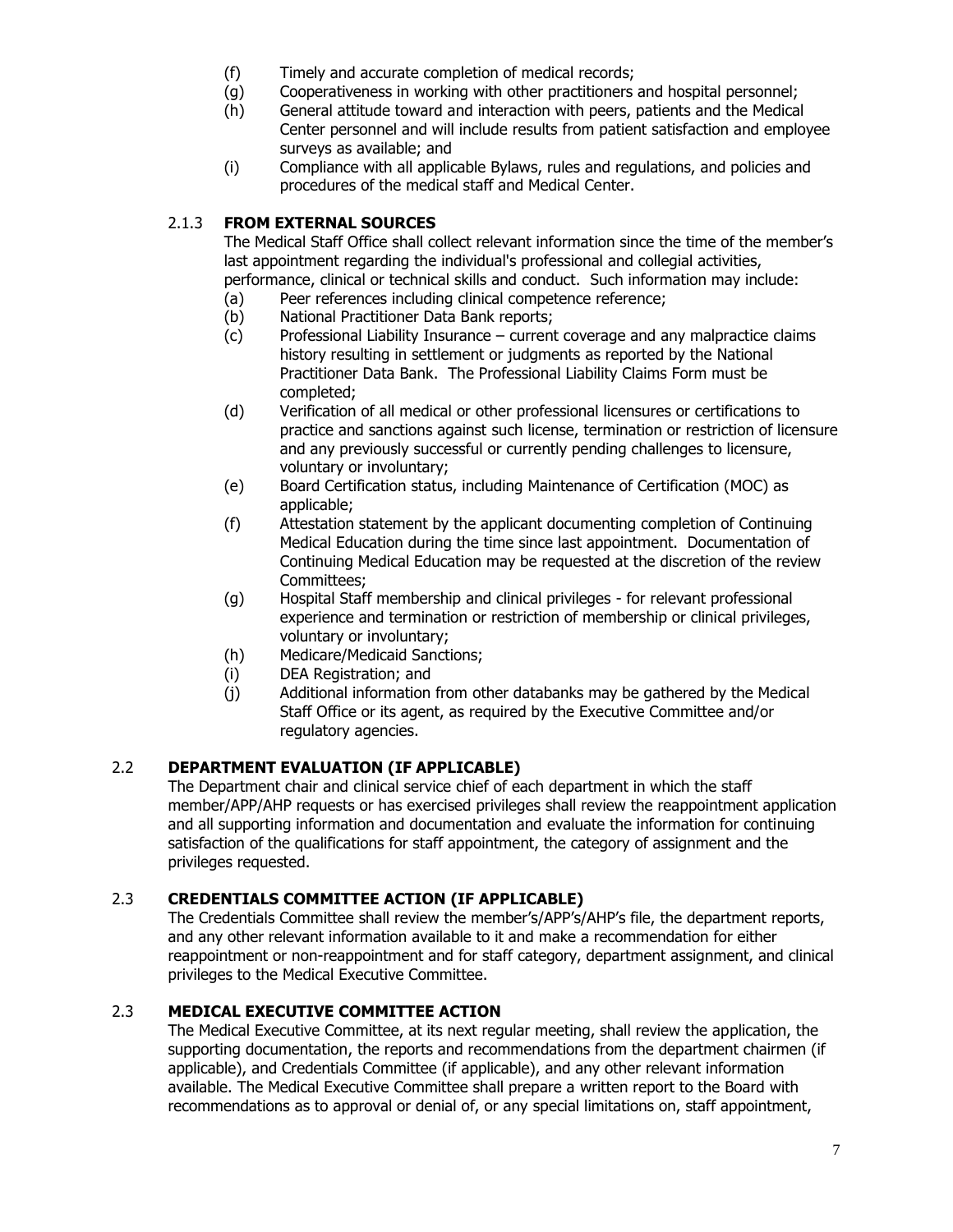(f) Timely and accurate completion of medical records;

(g) Cooperativeness in working with other practitioners and hospital personnel;

(h) General attitude toward and interaction with peers, patients and the Medical Center personnel and will include results from patient satisfaction and employee surveys as available; and

(i) Compliance with all applicable Bylaws, rules and regulations, and policies and procedures of the medical staff and Medical Center.

### 2.1.3 FROM EXTERNAL SOURCES

The Medical Staff Office shall collect relevant information since the time of the member's last appointment regarding the individual's professional and collegial activities, performance, clinical or technical skills and conduct. Such information may include:

(a) Peer references including clinical competence reference;

(b) National Practitioner Data Bank reports;

(c) Professional Liability Insurance – current coverage and any malpractice claims history resulting in settlement or judgments as reported by the National Practitioner Data Bank. The Professional Liability Claims Form must be completed;

(d) Verification of all medical or other professional licensures or certifications to practice and sanctions against such license, termination or restriction of licensure and any previously successful or currently pending challenges to licensure, voluntary or involuntary;

(e) Board Certification status, including Maintenance of Certification (MOC) as applicable;

(f) Attestation statement by the applicant documenting completion of Continuing Medical Education during the time since last appointment. Documentation of Continuing Medical Education may be requested at the discretion of the review Committees;

(g) Hospital Staff membership and clinical privileges - for relevant professional experience and termination or restriction of membership or clinical privileges, voluntary or involuntary;

(h) Medicare/Medicaid Sanctions;

(i) DEA Registration; and

(j) Additional information from other databanks may be gathered by the Medical Staff Office or its agent, as required by the Executive Committee and/or regulatory agencies.

## 2.2 DEPARTMENT EVALUATION (IF APPLICABLE)

The Department chair and clinical service chief of each department in which the staff member/APP/AHP requests or has exercised privileges shall review the reappointment application and all supporting information and documentation and evaluate the information for continuing satisfaction of the qualifications for staff appointment, the category of assignment and the privileges requested.

## 2.3 CREDENTIALS COMMITTEE ACTION (IF APPLICABLE)

The Credentials Committee shall review the member's/APP's/AHP's file, the department reports, and any other relevant information available to it and make a recommendation for either reappointment or non-reappointment and for staff category, department assignment, and clinical privileges to the Medical Executive Committee.

## 2.3 MEDICAL EXECUTIVE COMMITTEE ACTION

The Medical Executive Committee, at its next regular meeting, shall review the application, the supporting documentation, the reports and recommendations from the department chairmen (if applicable), and Credentials Committee (if applicable), and any other relevant information available. The Medical Executive Committee shall prepare a written report to the Board with recommendations as to approval or denial of, or any special limitations on, staff appointment,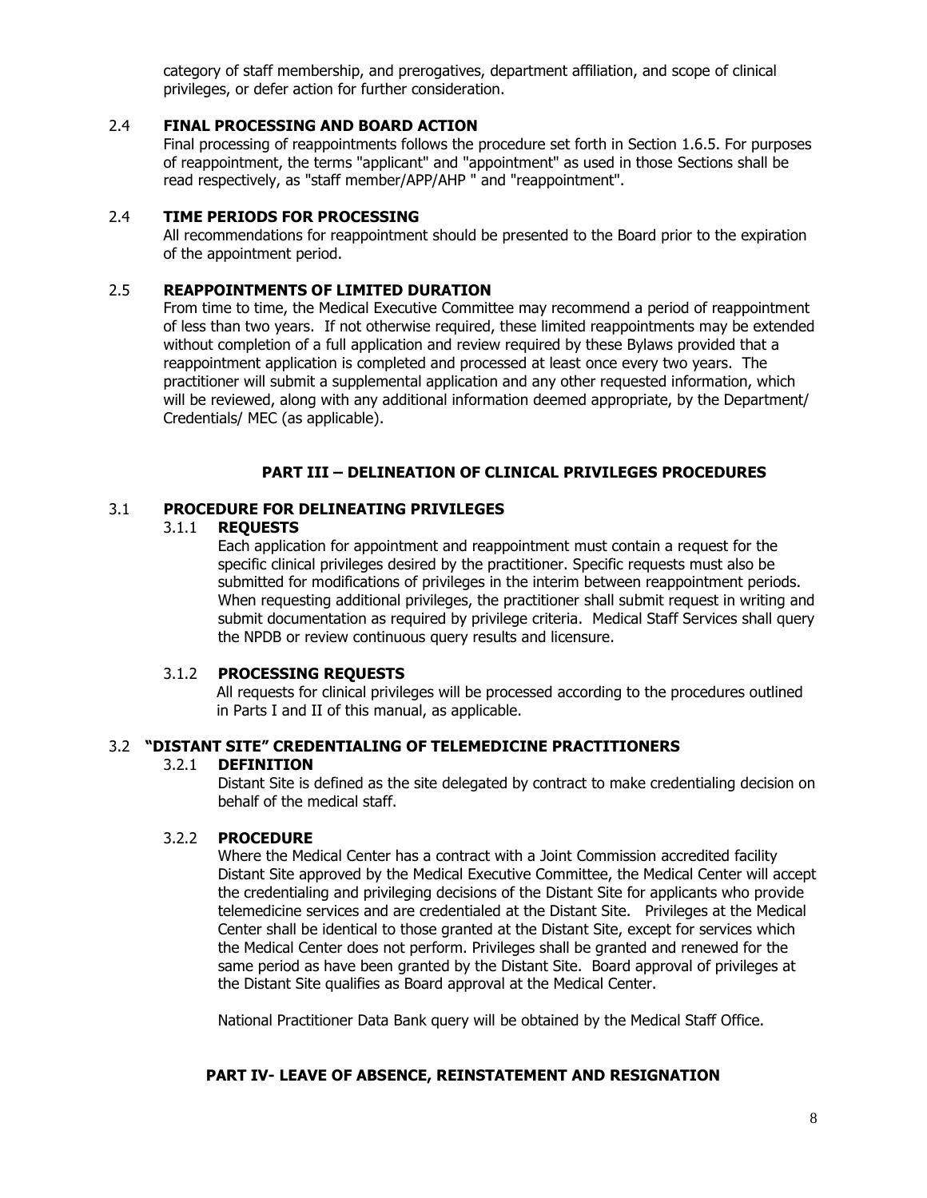category of staff membership, and prerogatives, department affiliation, and scope of clinical privileges, or defer action for further consideration.

### 2.4 FINAL PROCESSING AND BOARD ACTION

Final processing of reappointments follows the procedure set forth in Section 1.6.5. For purposes of reappointment, the terms "applicant" and "appointment" as used in those Sections shall be read respectively, as "staff member/APP/AHP " and "reappointment".

### 2.4 TIME PERIODS FOR PROCESSING

All recommendations for reappointment should be presented to the Board prior to the expiration of the appointment period.

### 2.5 REAPPOINTMENTS OF LIMITED DURATION

From time to time, the Medical Executive Committee may recommend a period of reappointment of less than two years. If not otherwise required, these limited reappointments may be extended without completion of a full application and review required by these Bylaws provided that a reappointment application is completed and processed at least once every two years. The practitioner will submit a supplemental application and any other requested information, which will be reviewed, along with any additional information deemed appropriate, by the Department/ Credentials/ MEC (as applicable).

## PART III – DELINEATION OF CLINICAL PRIVILEGES PROCEDURES

### 3.1 PROCEDURE FOR DELINEATING PRIVILEGES

#### 3.1.1 REQUESTS

Each application for appointment and reappointment must contain a request for the specific clinical privileges desired by the practitioner. Specific requests must also be submitted for modifications of privileges in the interim between reappointment periods. When requesting additional privileges, the practitioner shall submit request in writing and submit documentation as required by privilege criteria. Medical Staff Services shall query the NPDB or review continuous query results and licensure.

#### 3.1.2 PROCESSING REQUESTS

All requests for clinical privileges will be processed according to the procedures outlined in Parts I and II of this manual, as applicable.

### 3.2 "DISTANT SITE" CREDENTIALING OF TELEMEDICINE PRACTITIONERS

#### 3.2.1 DEFINITION

Distant Site is defined as the site delegated by contract to make credentialing decision on behalf of the medical staff.

#### 3.2.2 PROCEDURE

Where the Medical Center has a contract with a Joint Commission accredited facility Distant Site approved by the Medical Executive Committee, the Medical Center will accept the credentialing and privileging decisions of the Distant Site for applicants who provide telemedicine services and are credentialed at the Distant Site. Privileges at the Medical Center shall be identical to those granted at the Distant Site, except for services which the Medical Center does not perform. Privileges shall be granted and renewed for the same period as have been granted by the Distant Site. Board approval of privileges at the Distant Site qualifies as Board approval at the Medical Center.

National Practitioner Data Bank query will be obtained by the Medical Staff Office.

## PART IV- LEAVE OF ABSENCE, REINSTATEMENT AND RESIGNATION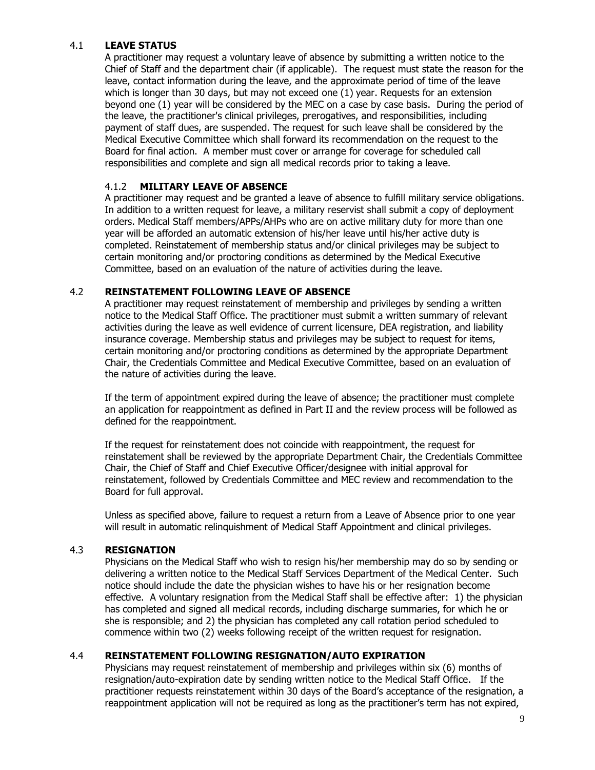### 4.1 LEAVE STATUS

A practitioner may request a voluntary leave of absence by submitting a written notice to the Chief of Staff and the department chair (if applicable). The request must state the reason for the leave, contact information during the leave, and the approximate period of time of the leave which is longer than 30 days, but may not exceed one (1) year. Requests for an extension beyond one (1) year will be considered by the MEC on a case by case basis. During the period of the leave, the practitioner's clinical privileges, prerogatives, and responsibilities, including payment of staff dues, are suspended. The request for such leave shall be considered by the Medical Executive Committee which shall forward its recommendation on the request to the Board for final action. A member must cover or arrange for coverage for scheduled call responsibilities and complete and sign all medical records prior to taking a leave.

#### 4.1.2 MILITARY LEAVE OF ABSENCE

A practitioner may request and be granted a leave of absence to fulfill military service obligations. In addition to a written request for leave, a military reservist shall submit a copy of deployment orders. Medical Staff members/APPs/AHPs who are on active military duty for more than one year will be afforded an automatic extension of his/her leave until his/her active duty is completed. Reinstatement of membership status and/or clinical privileges may be subject to certain monitoring and/or proctoring conditions as determined by the Medical Executive Committee, based on an evaluation of the nature of activities during the leave.

### 4.2 REINSTATEMENT FOLLOWING LEAVE OF ABSENCE

A practitioner may request reinstatement of membership and privileges by sending a written notice to the Medical Staff Office. The practitioner must submit a written summary of relevant activities during the leave as well evidence of current licensure, DEA registration, and liability insurance coverage. Membership status and privileges may be subject to request for items, certain monitoring and/or proctoring conditions as determined by the appropriate Department Chair, the Credentials Committee and Medical Executive Committee, based on an evaluation of the nature of activities during the leave.

If the term of appointment expired during the leave of absence; the practitioner must complete an application for reappointment as defined in Part II and the review process will be followed as defined for the reappointment.

If the request for reinstatement does not coincide with reappointment, the request for reinstatement shall be reviewed by the appropriate Department Chair, the Credentials Committee Chair, the Chief of Staff and Chief Executive Officer/designee with initial approval for reinstatement, followed by Credentials Committee and MEC review and recommendation to the Board for full approval.

Unless as specified above, failure to request a return from a Leave of Absence prior to one year will result in automatic relinquishment of Medical Staff Appointment and clinical privileges.

### 4.3 RESIGNATION

Physicians on the Medical Staff who wish to resign his/her membership may do so by sending or delivering a written notice to the Medical Staff Services Department of the Medical Center. Such notice should include the date the physician wishes to have his or her resignation become effective. A voluntary resignation from the Medical Staff shall be effective after: 1) the physician has completed and signed all medical records, including discharge summaries, for which he or she is responsible; and 2) the physician has completed any call rotation period scheduled to commence within two (2) weeks following receipt of the written request for resignation.

### 4.4 REINSTATEMENT FOLLOWING RESIGNATION/AUTO EXPIRATION

Physicians may request reinstatement of membership and privileges within six (6) months of resignation/auto-expiration date by sending written notice to the Medical Staff Office. If the practitioner requests reinstatement within 30 days of the Board's acceptance of the resignation, a reappointment application will not be required as long as the practitioner's term has not expired,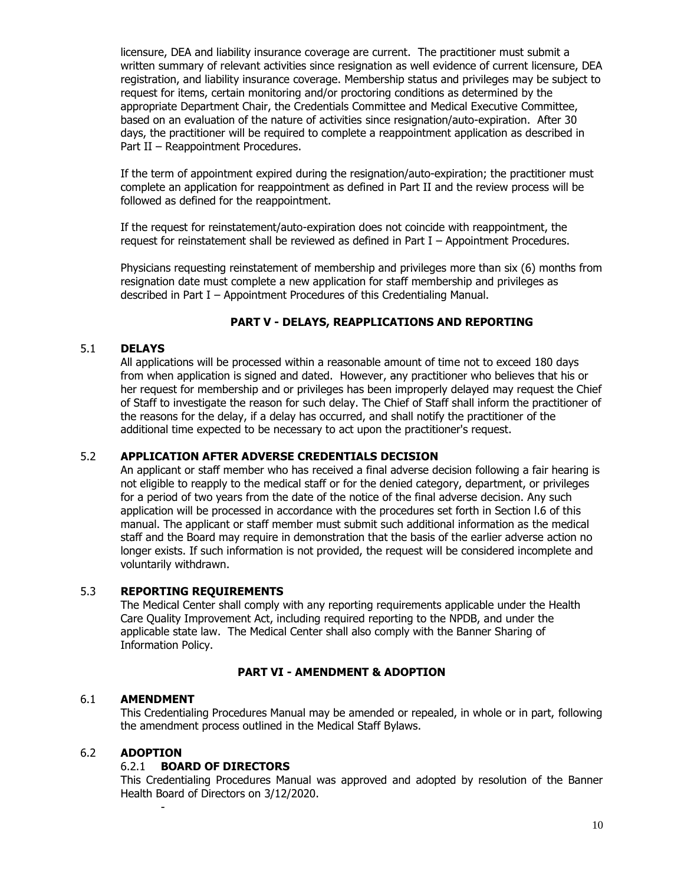licensure, DEA and liability insurance coverage are current. The practitioner must submit a written summary of relevant activities since resignation as well evidence of current licensure, DEA registration, and liability insurance coverage. Membership status and privileges may be subject to request for items, certain monitoring and/or proctoring conditions as determined by the appropriate Department Chair, the Credentials Committee and Medical Executive Committee, based on an evaluation of the nature of activities since resignation/auto-expiration. After 30 days, the practitioner will be required to complete a reappointment application as described in Part II – Reappointment Procedures.

If the term of appointment expired during the resignation/auto-expiration; the practitioner must complete an application for reappointment as defined in Part II and the review process will be followed as defined for the reappointment.

If the request for reinstatement/auto-expiration does not coincide with reappointment, the request for reinstatement shall be reviewed as defined in Part I – Appointment Procedures.

Physicians requesting reinstatement of membership and privileges more than six (6) months from resignation date must complete a new application for staff membership and privileges as described in Part I – Appointment Procedures of this Credentialing Manual.

## PART V - DELAYS, REAPPLICATIONS AND REPORTING

### 5.1 DELAYS

All applications will be processed within a reasonable amount of time not to exceed 180 days from when application is signed and dated. However, any practitioner who believes that his or her request for membership and or privileges has been improperly delayed may request the Chief of Staff to investigate the reason for such delay. The Chief of Staff shall inform the practitioner of the reasons for the delay, if a delay has occurred, and shall notify the practitioner of the additional time expected to be necessary to act upon the practitioner's request.

### 5.2 APPLICATION AFTER ADVERSE CREDENTIALS DECISION

An applicant or staff member who has received a final adverse decision following a fair hearing is not eligible to reapply to the medical staff or for the denied category, department, or privileges for a period of two years from the date of the notice of the final adverse decision. Any such application will be processed in accordance with the procedures set forth in Section l.6 of this manual. The applicant or staff member must submit such additional information as the medical staff and the Board may require in demonstration that the basis of the earlier adverse action no longer exists. If such information is not provided, the request will be considered incomplete and voluntarily withdrawn.

### 5.3 REPORTING REQUIREMENTS

The Medical Center shall comply with any reporting requirements applicable under the Health Care Quality Improvement Act, including required reporting to the NPDB, and under the applicable state law. The Medical Center shall also comply with the Banner Sharing of Information Policy.

## PART VI - AMENDMENT & ADOPTION

### 6.1 AMENDMENT

This Credentialing Procedures Manual may be amended or repealed, in whole or in part, following the amendment process outlined in the Medical Staff Bylaws.

### 6.2 ADOPTION

#### 6.2.1 BOARD OF DIRECTORS

This Credentialing Procedures Manual was approved and adopted by resolution of the Banner Health Board of Directors on 3/12/2020.

-